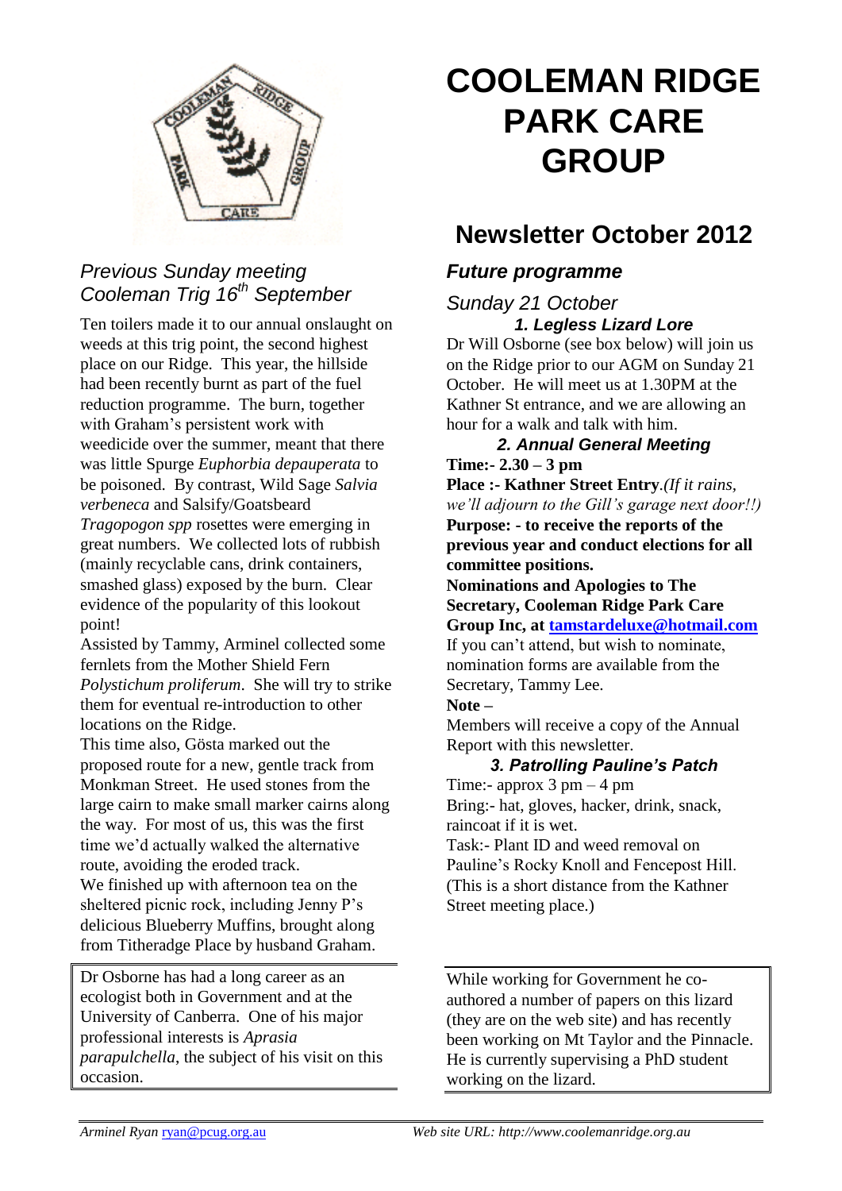# COOLEMAN RIDGE PARK CARE GROUP

## Newsletter October 2012

### *Previous Sunday meeting Cooleman Trig 16th September*

Ten toilers made it to our annual onslaught on weeds at this trig point, the second highest place on our Ridge. This year, the hillside had been recently burnt as part of the fuel reduction programme. The burn, together with Graham's persistent work with weedicide over the summer, meant that there was little Spurge *Euphorbia depauperata* to be poisoned. By contrast, Wild Sage *Salvia verbeneca* and Salsify/Goatsbeard *Tragopogon spp* rosettes were emerging in great numbers. We collected lots of rubbish (mainly recyclable cans, drink containers, smashed glass) exposed by the burn. Clear evidence of the popularity of this lookout point!

Assisted by Tammy, Arminel collected some fernlets from the Mother Shield Fern *Polystichum proliferum*. She will try to strike them for eventual re-introduction to other locations on the Ridge.

This time also, Gösta marked out the proposed route for a new, gentle track from Monkman Street. He used stones from the large cairn to make small marker cairns along the way. For most of us, this was the first time we'd actually walked the alternative route, avoiding the eroded track.

We finished up with afternoon tea on the sheltered picnic rock, including Jenny P's delicious Blueberry Muffins, brought along from Titheradge Place by husband Graham.

### *Future programme*

*Sunday 21 October*

***1. Legless Lizard Lore***

Dr Will Osborne (see box below) will join us on the Ridge prior to our AGM on Sunday 21 October. He will meet us at 1.30PM at the Kathner St entrance, and we are allowing an hour for a walk and talk with him.

***2. Annual General Meeting***

**Time:- 2.30 – 3 pm**

**Place :- Kathner Street Entry**.*(If it rains, we'll adjourn to the Gill's garage next door!!)*

**Purpose: - to receive the reports of the previous year and conduct elections for all committee positions.**

**Nominations and Apologies to The Secretary, Cooleman Ridge Park Care Group Inc, at tamstardeluxe@hotmail.com**

If you can't attend, but wish to nominate, nomination forms are available from the Secretary, Tammy Lee.

**Note –**

Members will receive a copy of the Annual Report with this newsletter.

***3. Patrolling Pauline's Patch***

Time:- approx 3 pm – 4 pm

Bring:- hat, gloves, hacker, drink, snack, raincoat if it is wet.

Task:- Plant ID and weed removal on Pauline's Rocky Knoll and Fencepost Hill. (This is a short distance from the Kathner Street meeting place.)

---

Dr Osborne has had a long career as an ecologist both in Government and at the University of Canberra. One of his major professional interests is *Aprasia parapulchella*, the subject of his visit on this occasion. While working for Government he co-authored a number of papers on this lizard (they are on the web site) and has recently been working on Mt Taylor and the Pinnacle. He is currently supervising a PhD student working on the lizard.

---

*Arminel Ryan* ryan@pcug.org.au *Web site URL: http://www.coolemanridge.org.au*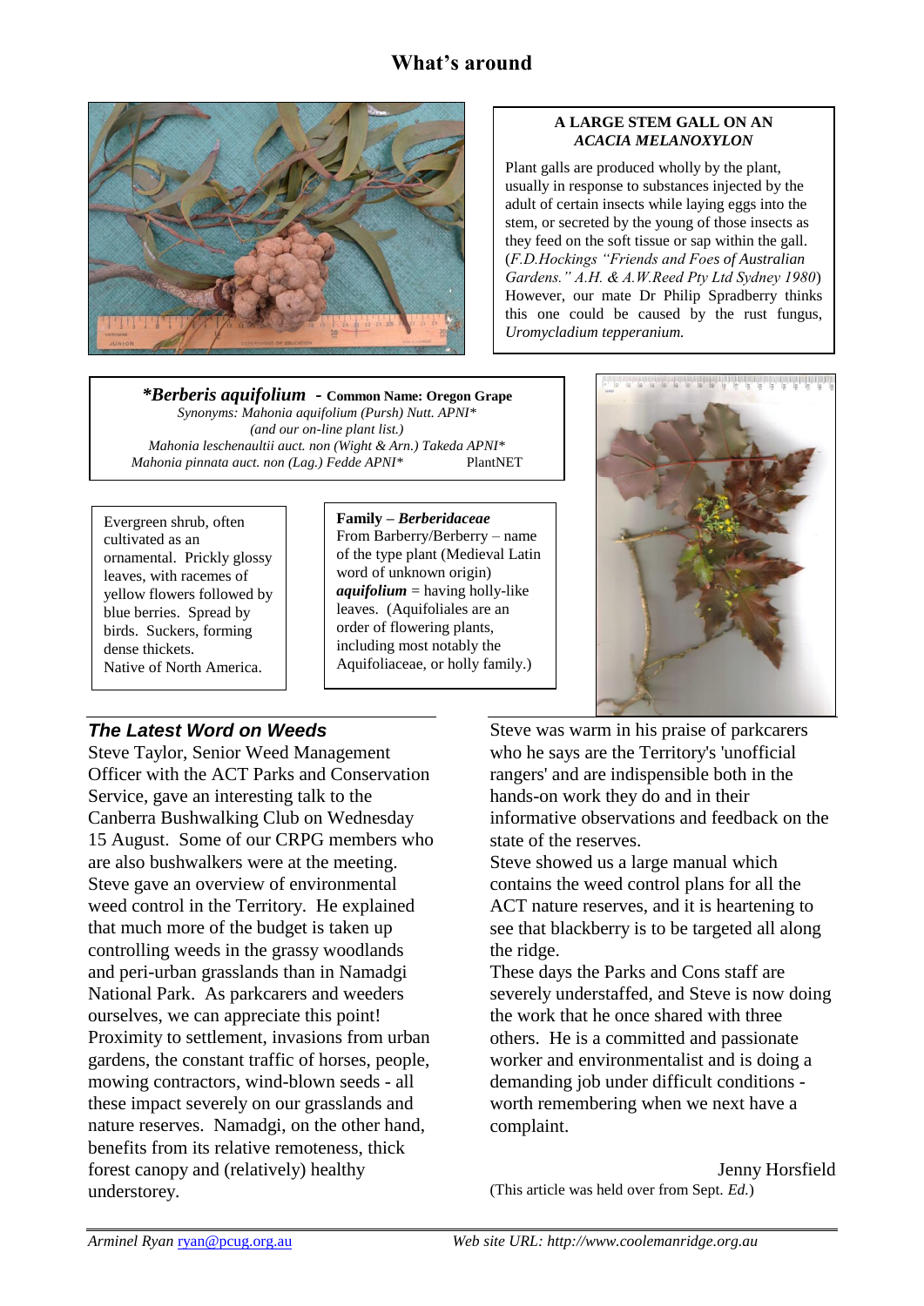# What's around

### A LARGE STEM GALL ON AN *ACACIA MELANOXYLON*

Plant galls are produced wholly by the plant, usually in response to substances injected by the adult of certain insects while laying eggs into the stem, or secreted by the young of those insects as they feed on the soft tissue or sap within the gall. (*F.D.Hockings "Friends and Foes of Australian Gardens." A.H. & A.W.Reed Pty Ltd Sydney 1980*) However, our mate Dr Philip Spradberry thinks this one could be caused by the rust fungus, *Uromycladium tepperanium.*

***Berberis aquifolium* - Common Name: Oregon Grape**

*Synonyms: Mahonia aquifolium (Pursh) Nutt. APNI\**
*(and our on-line plant list.)*
*Mahonia leschenaultii auct. non (Wight & Arn.) Takeda APNI\**
*Mahonia pinnata auct. non (Lag.) Fedde APNI\** PlantNET

Evergreen shrub, often cultivated as an ornamental. Prickly glossy leaves, with racemes of yellow flowers followed by blue berries. Spread by birds. Suckers, forming dense thickets.
Native of North America.

**Family – *Berberidaceae***
From Barberry/Berberry – name of the type plant (Medieval Latin word of unknown origin)
***aquifolium*** = having holly-like leaves. (Aquifoliales are an order of flowering plants, including most notably the Aquifoliaceae, or holly family.)

## *The Latest Word on Weeds*

Steve Taylor, Senior Weed Management Officer with the ACT Parks and Conservation Service, gave an interesting talk to the Canberra Bushwalking Club on Wednesday 15 August. Some of our CRPG members who are also bushwalkers were at the meeting. Steve gave an overview of environmental weed control in the Territory. He explained that much more of the budget is taken up controlling weeds in the grassy woodlands and peri-urban grasslands than in Namadgi National Park. As parkcarers and weeders ourselves, we can appreciate this point! Proximity to settlement, invasions from urban gardens, the constant traffic of horses, people, mowing contractors, wind-blown seeds - all these impact severely on our grasslands and nature reserves. Namadgi, on the other hand, benefits from its relative remoteness, thick forest canopy and (relatively) healthy understorey.

Steve was warm in his praise of parkcarers who he says are the Territory's 'unofficial rangers' and are indispensible both in the hands-on work they do and in their informative observations and feedback on the state of the reserves.
Steve showed us a large manual which contains the weed control plans for all the ACT nature reserves, and it is heartening to see that blackberry is to be targeted all along the ridge.
These days the Parks and Cons staff are severely understaffed, and Steve is now doing the work that he once shared with three others. He is a committed and passionate worker and environmentalist and is doing a demanding job under difficult conditions - worth remembering when we next have a complaint.

Jenny Horsfield

(This article was held over from Sept. *Ed.*)

*Arminel Ryan* ryan@pcug.org.au *Web site URL: http://www.coolemanridge.org.au*